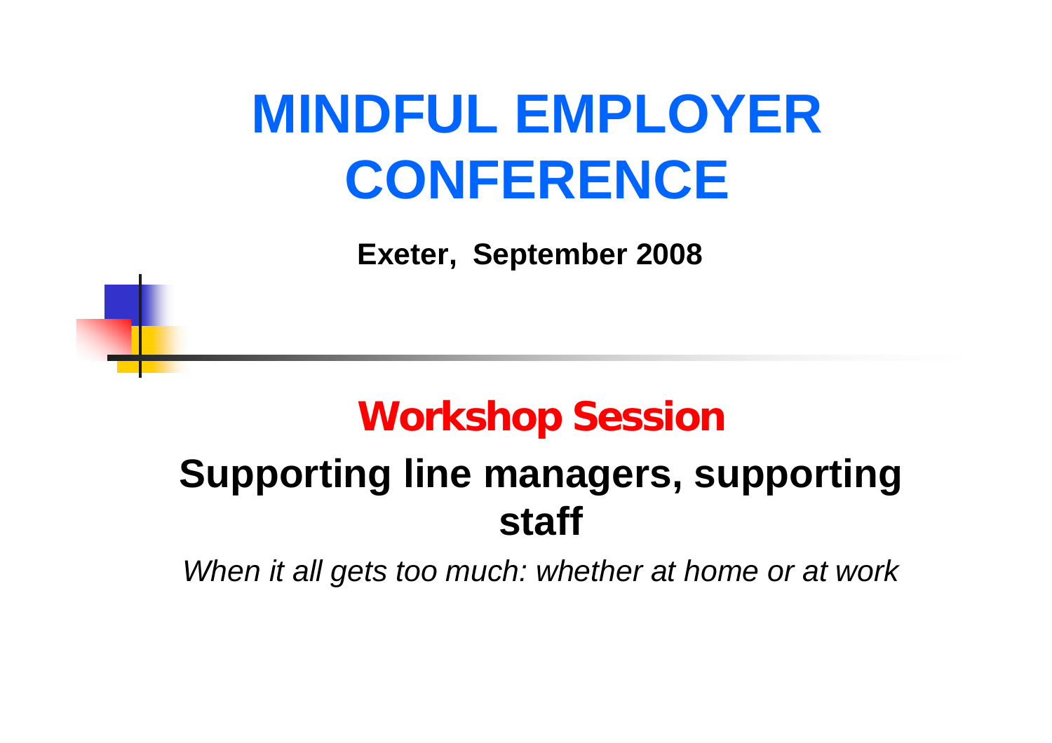# MINDFUL EMPLOYER CONFERENCE

**Exeter, September 2008**

## Workshop Session

## Supporting line managers, supporting staff

*When it all gets too much: whether at home or at work*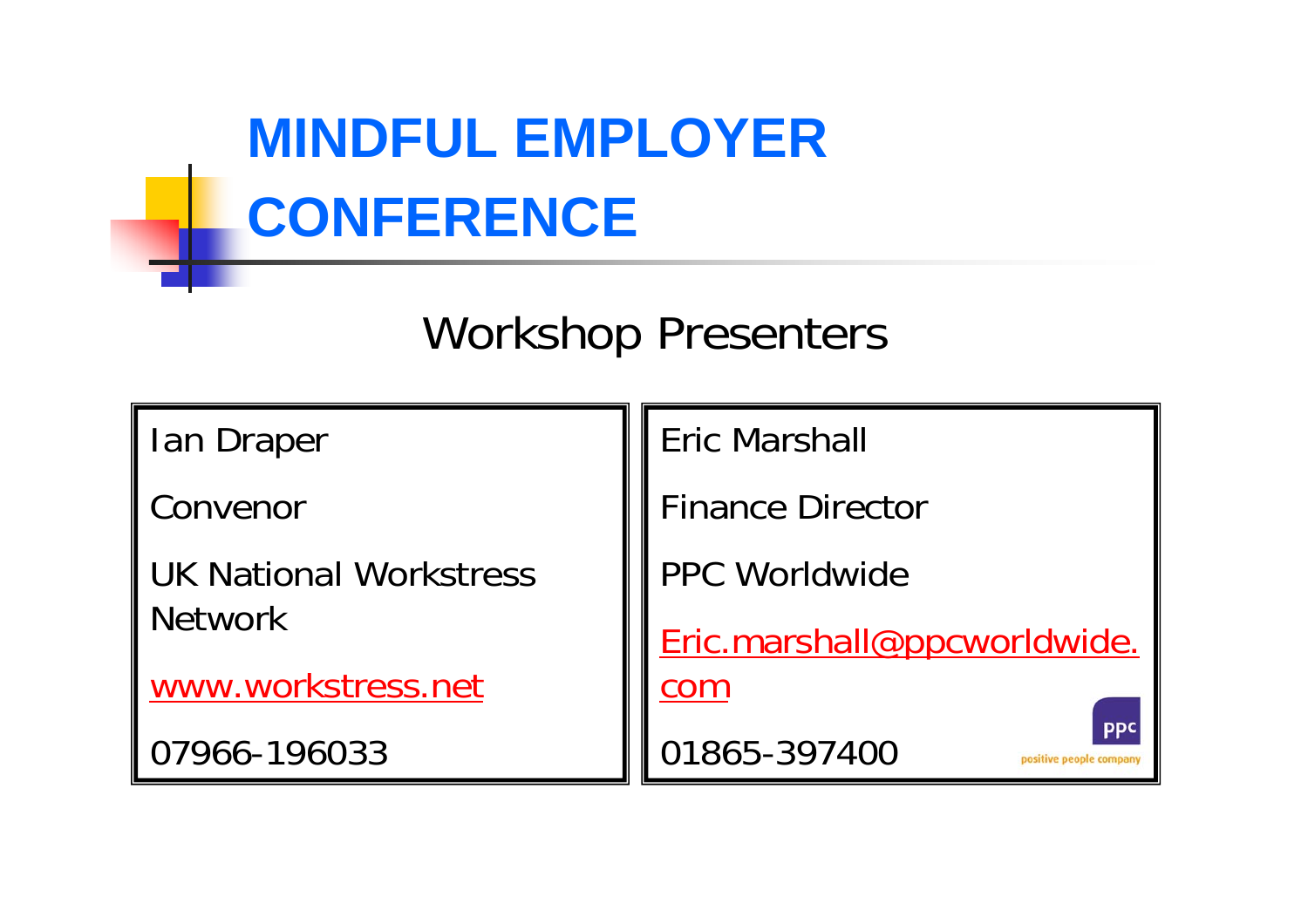# MINDFUL EMPLOYER CONFERENCE

## Workshop Presenters

| Ian Draper | Eric Marshall |
|---|---|
| Convenor | Finance Director |
| UK National Workstress Network | PPC Worldwide |
| www.workstress.net | Eric.marshall@ppcworldwide.com |
| 07966-196033 | 01865-397400 |

ppc positive people company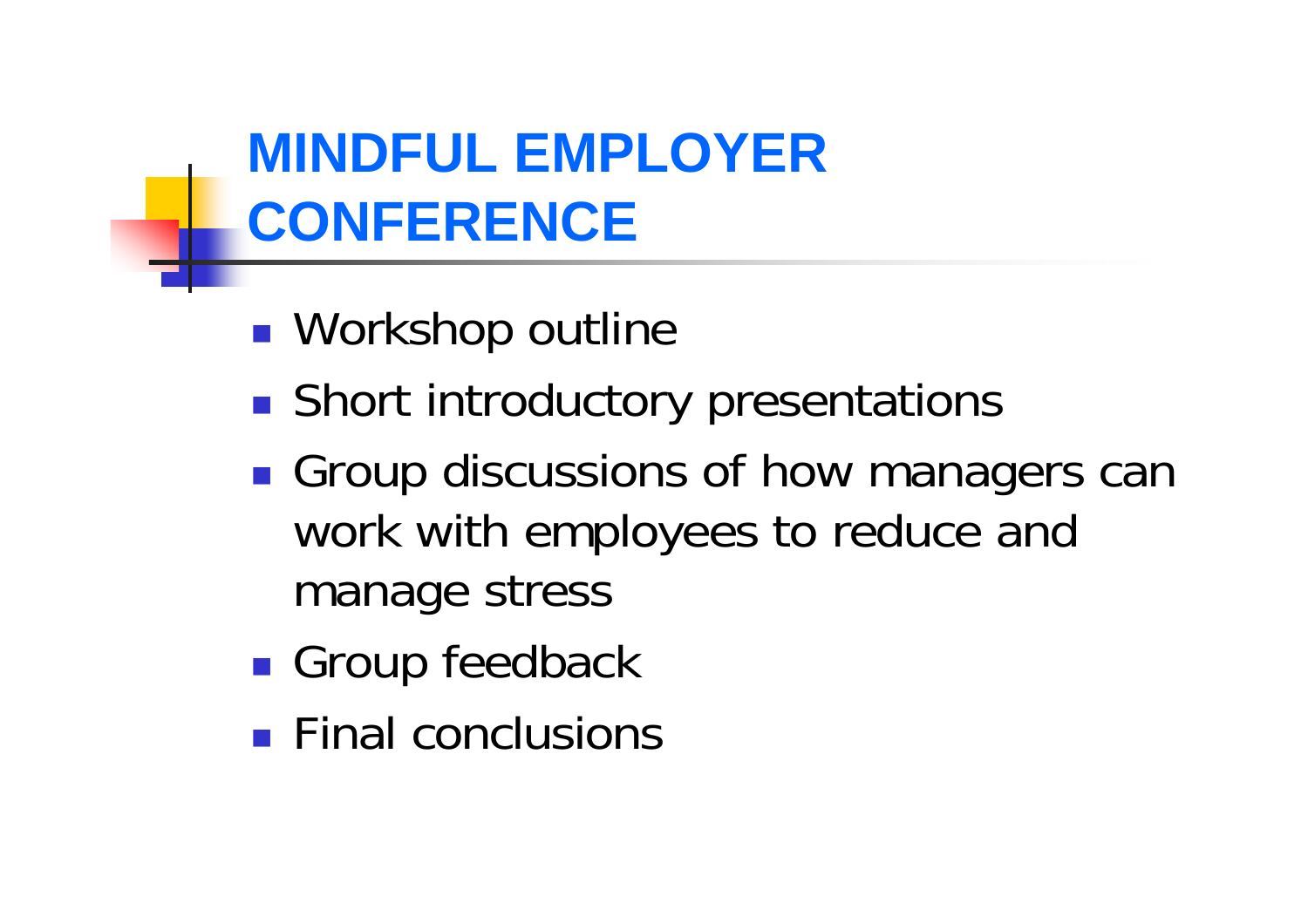# MINDFUL EMPLOYER CONFERENCE

- Workshop outline
- Short introductory presentations
- Group discussions of how managers can work with employees to reduce and manage stress
- Group feedback
- Final conclusions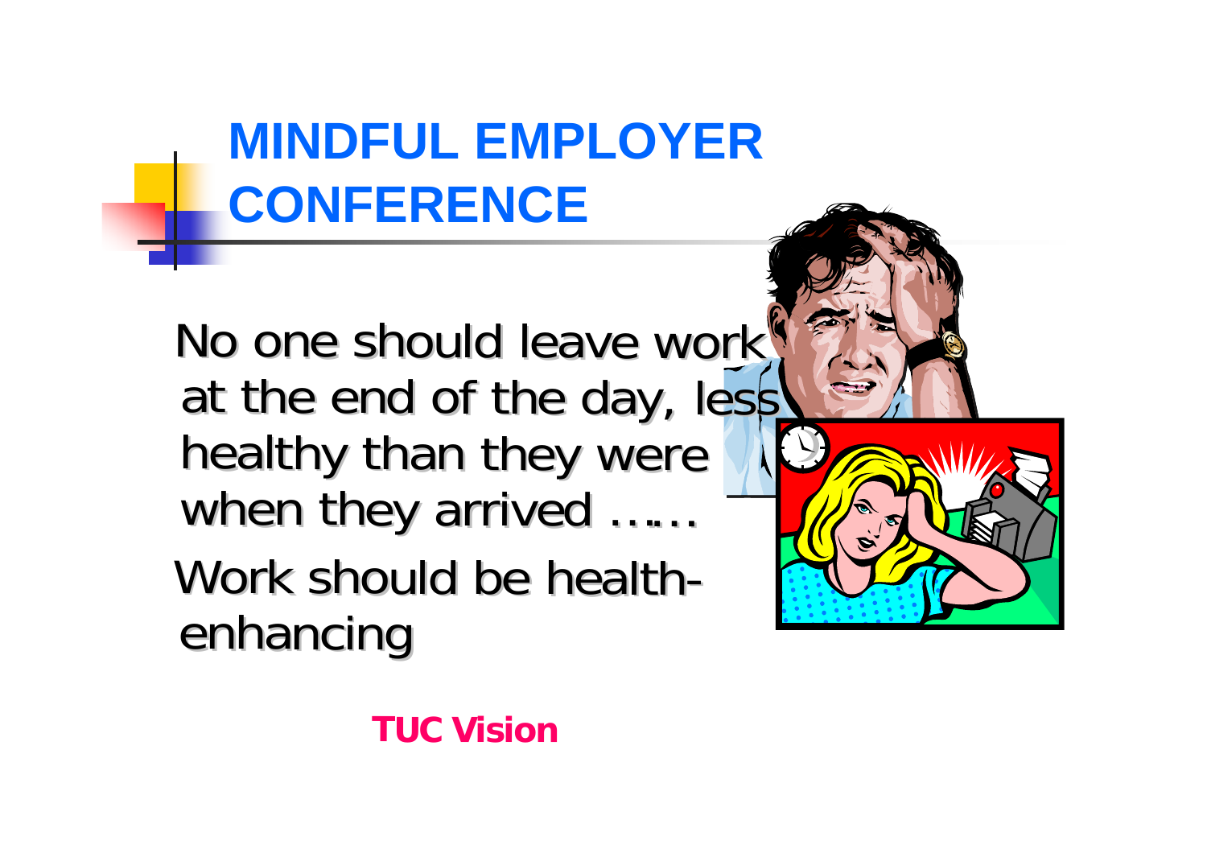# MINDFUL EMPLOYER CONFERENCE

No one should leave work at the end of the day, less healthy than they were when they arrived ……

Work should be health-enhancing

**TUC Vision**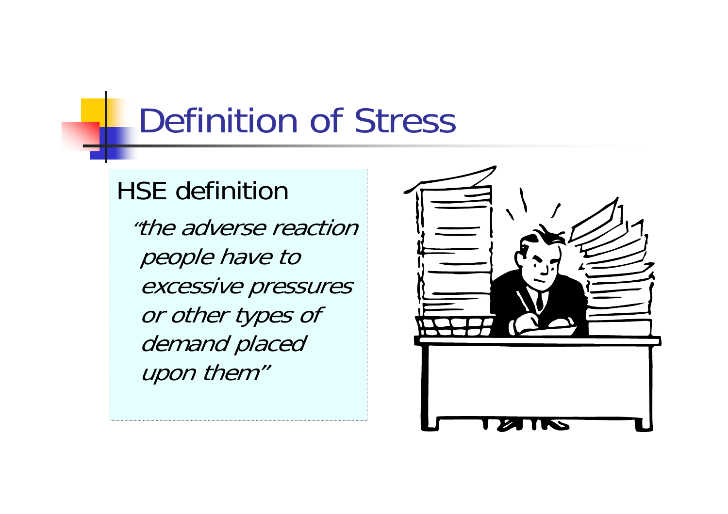# Definition of Stress

HSE definition

*"the adverse reaction people have to excessive pressures or other types of demand placed upon them"*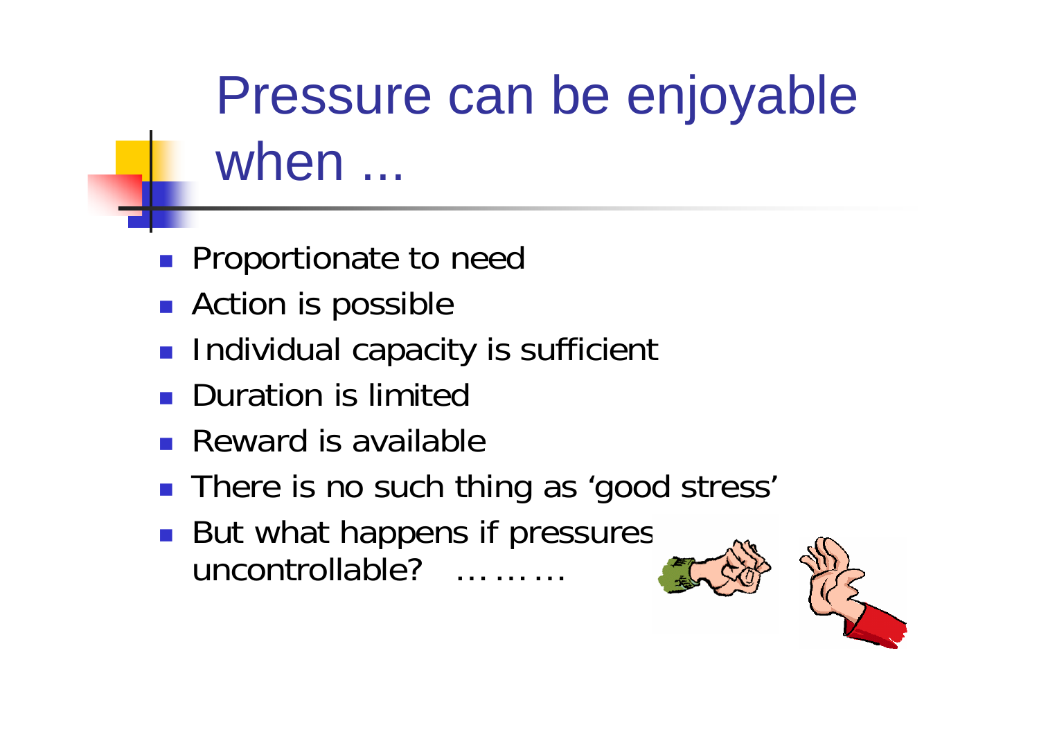# Pressure can be enjoyable when ...

- Proportionate to need
- Action is possible
- Individual capacity is sufficient
- Duration is limited
- Reward is available
- There is no such thing as 'good stress'
- But what happens if pressures uncontrollable? ………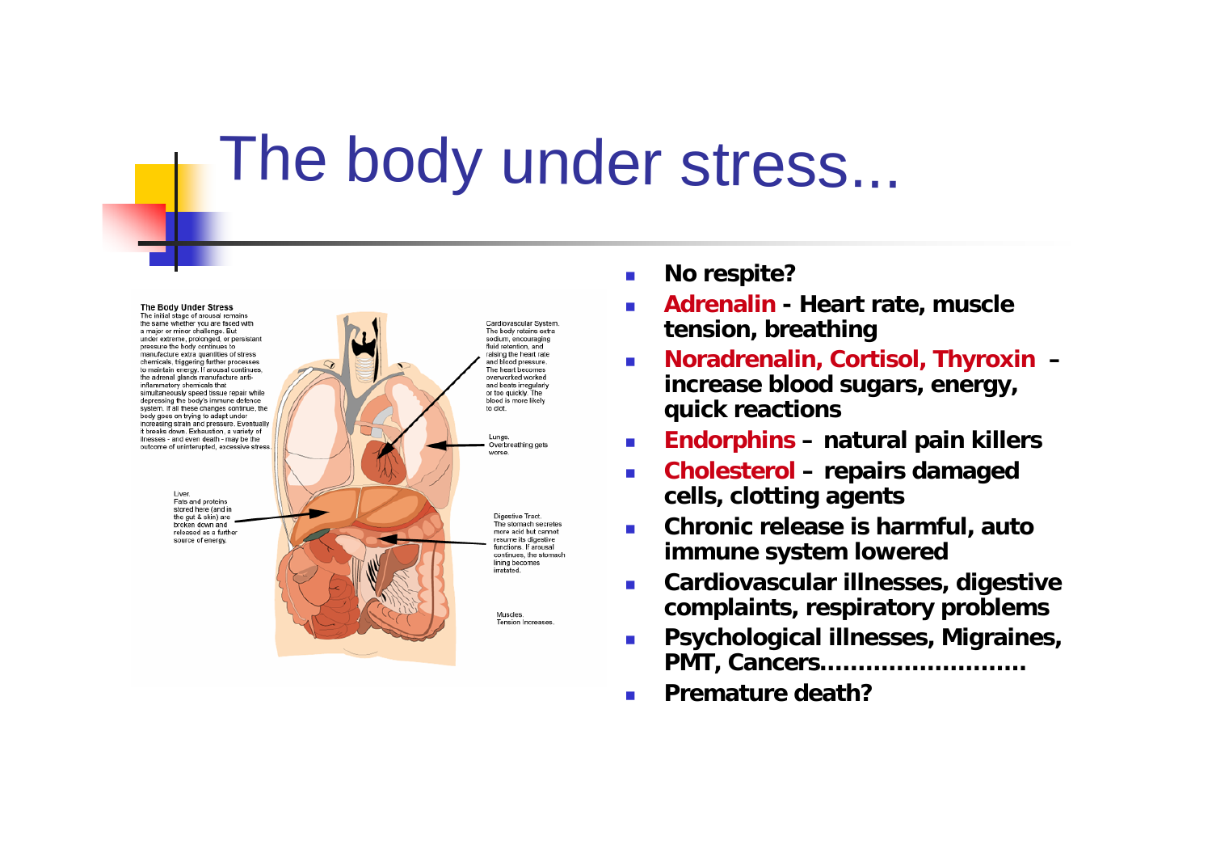# The body under stress...

**The Body Under Stress**
The initial stage of arousal remains the same whether you are faced with a major or minor challenge. But under extreme, prolonged, or persistant pressure the body continues to manufacture extra quantities of stress chemicals, triggering further processes to maintain energy. If arousal continues, the adrenal glands manufacture anti-inflammatory chemicals that simultaneously speed tissue repair while depressing the body's immune defence system. If all these changes continue, the body goes on trying to adapt under increasing strain and pressure. Eventually it breaks down. Exhaustion, a variety of illnesses - and even death - may be the outcome of uninterrupted, excessive stress.

Cardiovascular System. The body retains extra sodium, encouraging fluid retention, and raising the heart rate and blood pressure. The heart becomes overworked worked and beats irregularly or too quickly. The blood is more likely to clot.

Lungs. Overbreathing gets worse.

Liver. Fats and proteins stored here (and in the gut & skin) are broken down and released as a further source of energy.

Digestive Tract. The stomach secretes more acid but cannot resume its digestive functions. If arousal continues, the stomach lining becomes irritated.

Muscles. Tension Increases.

- **No respite?**
- **Adrenalin - Heart rate, muscle tension, breathing**
- **Noradrenalin, Cortisol, Thyroxin – increase blood sugars, energy, quick reactions**
- **Endorphins – natural pain killers**
- **Cholesterol – repairs damaged cells, clotting agents**
- **Chronic release is harmful, auto immune system lowered**
- **Cardiovascular illnesses, digestive complaints, respiratory problems**
- **Psychological illnesses, Migraines, PMT, Cancers..........................**
- **Premature death?**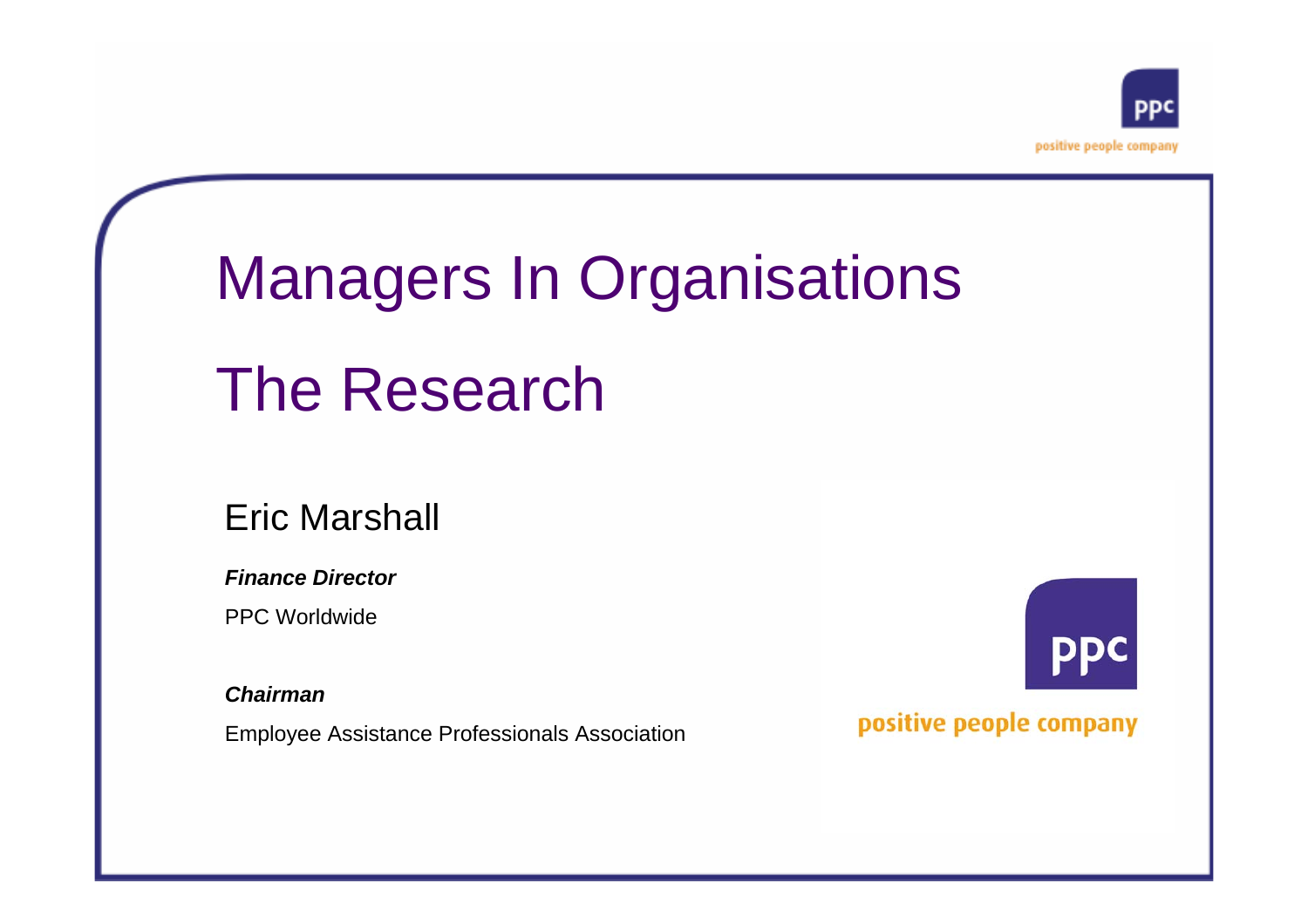# Managers In Organisations

# The Research

## Eric Marshall

***Finance Director***

PPC Worldwide

***Chairman***

Employee Assistance Professionals Association

ppc

positive people company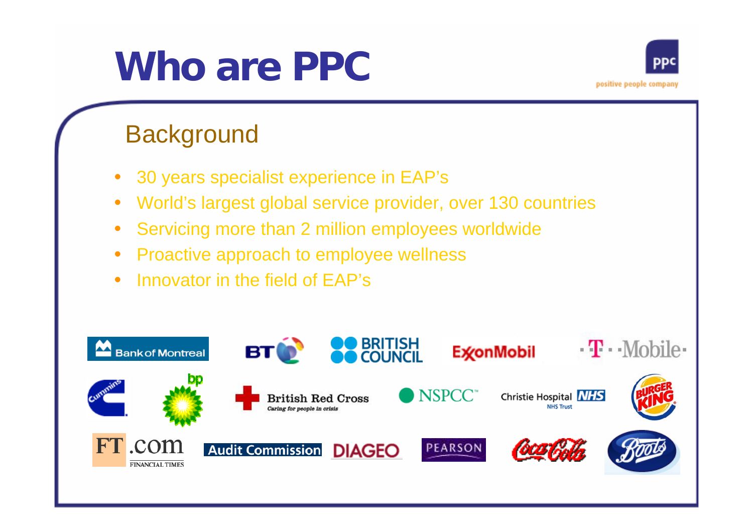# Who are PPC

ppc
positive people company

## Background

- 30 years specialist experience in EAP's
- World's largest global service provider, over 130 countries
- Servicing more than 2 million employees worldwide
- Proactive approach to employee wellness
- Innovator in the field of EAP's

Bank of Montreal · BT · British Council · ExxonMobil · T-Mobile · Cummins · bp · British Red Cross (Caring for people in crisis) · NSPCC · Christie Hospital NHS Trust · Burger King · FT.com Financial Times · Audit Commission · Diageo · Pearson · Coca-Cola · Boots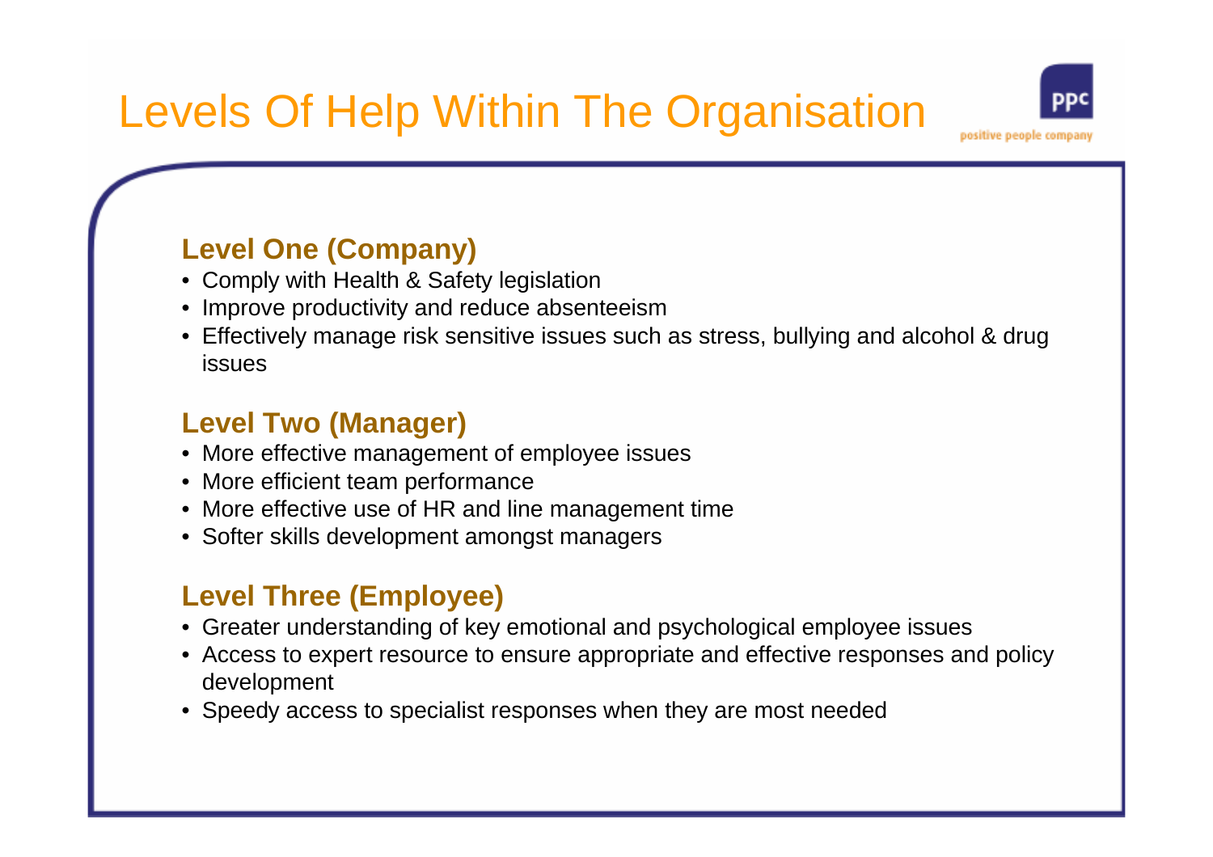# Levels Of Help Within The Organisation

### Level One (Company)

- Comply with Health & Safety legislation
- Improve productivity and reduce absenteeism
- Effectively manage risk sensitive issues such as stress, bullying and alcohol & drug issues

### Level Two (Manager)

- More effective management of employee issues
- More efficient team performance
- More effective use of HR and line management time
- Softer skills development amongst managers

### Level Three (Employee)

- Greater understanding of key emotional and psychological employee issues
- Access to expert resource to ensure appropriate and effective responses and policy development
- Speedy access to specialist responses when they are most needed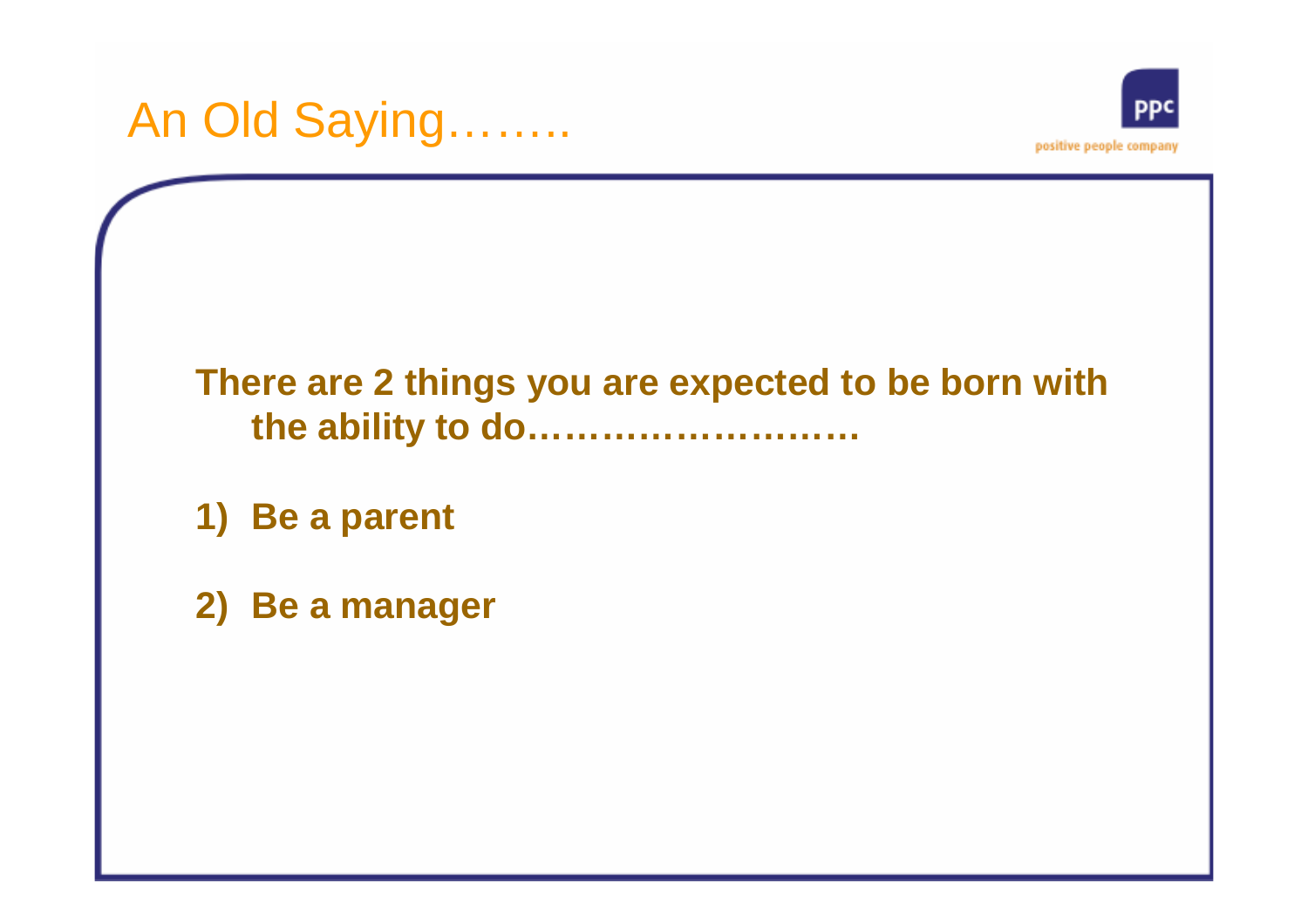# An Old Saying……..

**There are 2 things you are expected to be born with the ability to do………………………**

1) **Be a parent**

2) **Be a manager**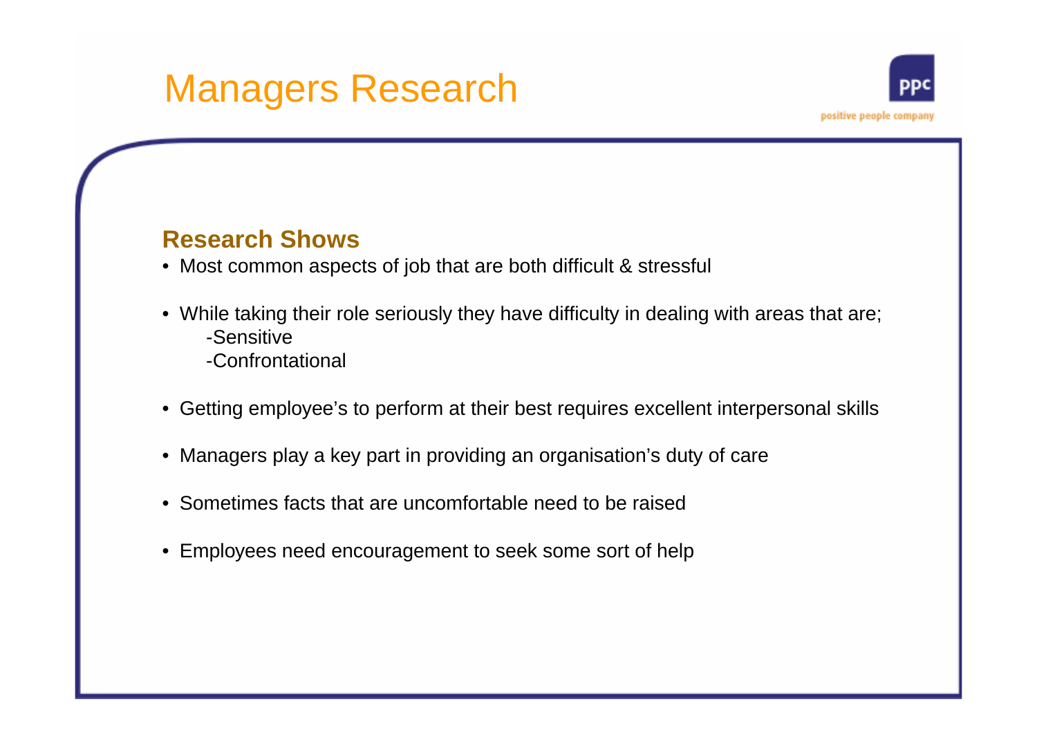# Managers Research

## Research Shows

- Most common aspects of job that are both difficult & stressful
- While taking their role seriously they have difficulty in dealing with areas that are;
  - -Sensitive
  - -Confrontational
- Getting employee's to perform at their best requires excellent interpersonal skills
- Managers play a key part in providing an organisation's duty of care
- Sometimes facts that are uncomfortable need to be raised
- Employees need encouragement to seek some sort of help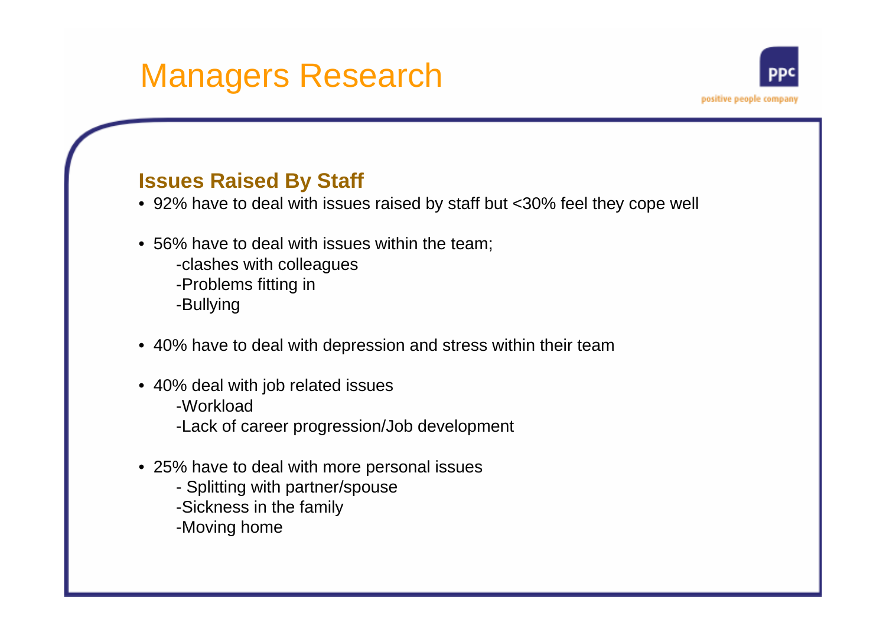# Managers Research

## Issues Raised By Staff

- 92% have to deal with issues raised by staff but <30% feel they cope well

- 56% have to deal with issues within the team;
  - -clashes with colleagues
  - -Problems fitting in
  - -Bullying

- 40% have to deal with depression and stress within their team

- 40% deal with job related issues
  - -Workload
  - -Lack of career progression/Job development

- 25% have to deal with more personal issues
  - - Splitting with partner/spouse
  - -Sickness in the family
  - -Moving home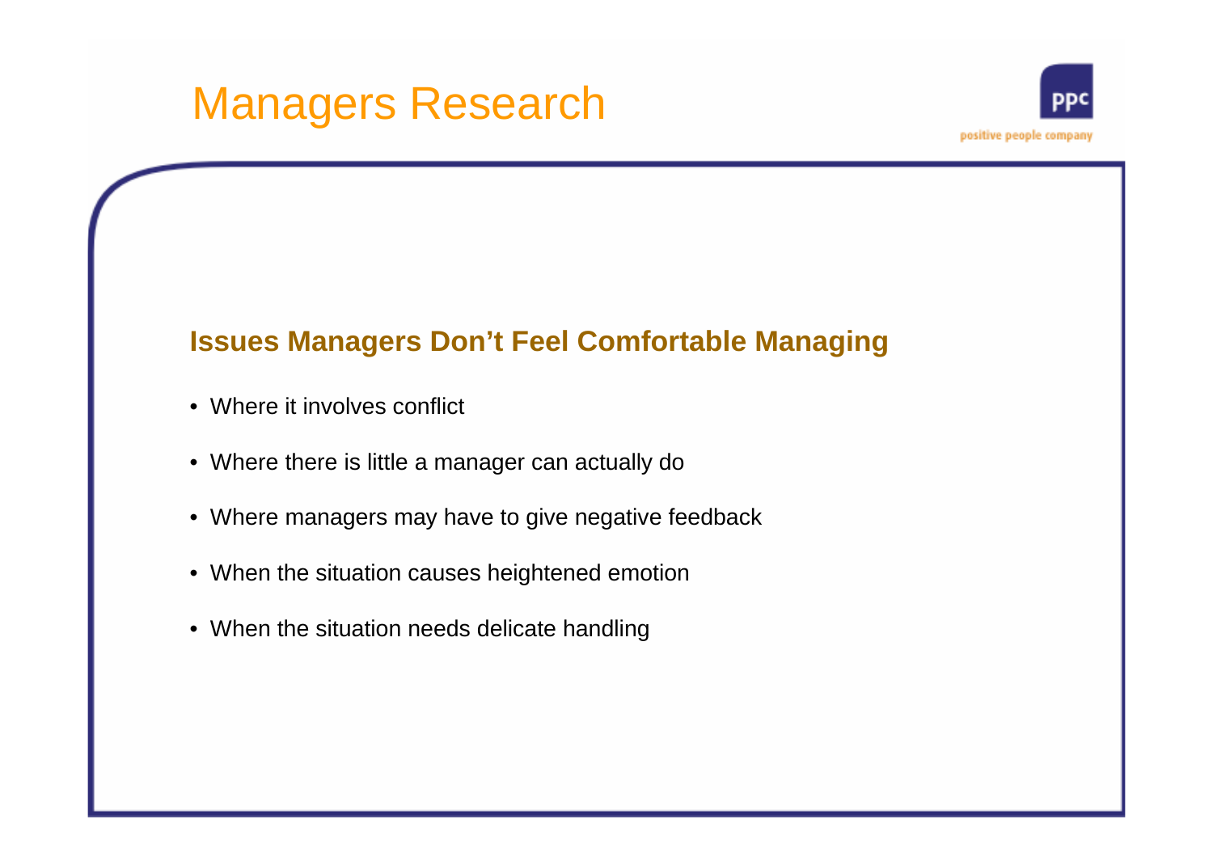# Managers Research

## Issues Managers Don't Feel Comfortable Managing

- Where it involves conflict
- Where there is little a manager can actually do
- Where managers may have to give negative feedback
- When the situation causes heightened emotion
- When the situation needs delicate handling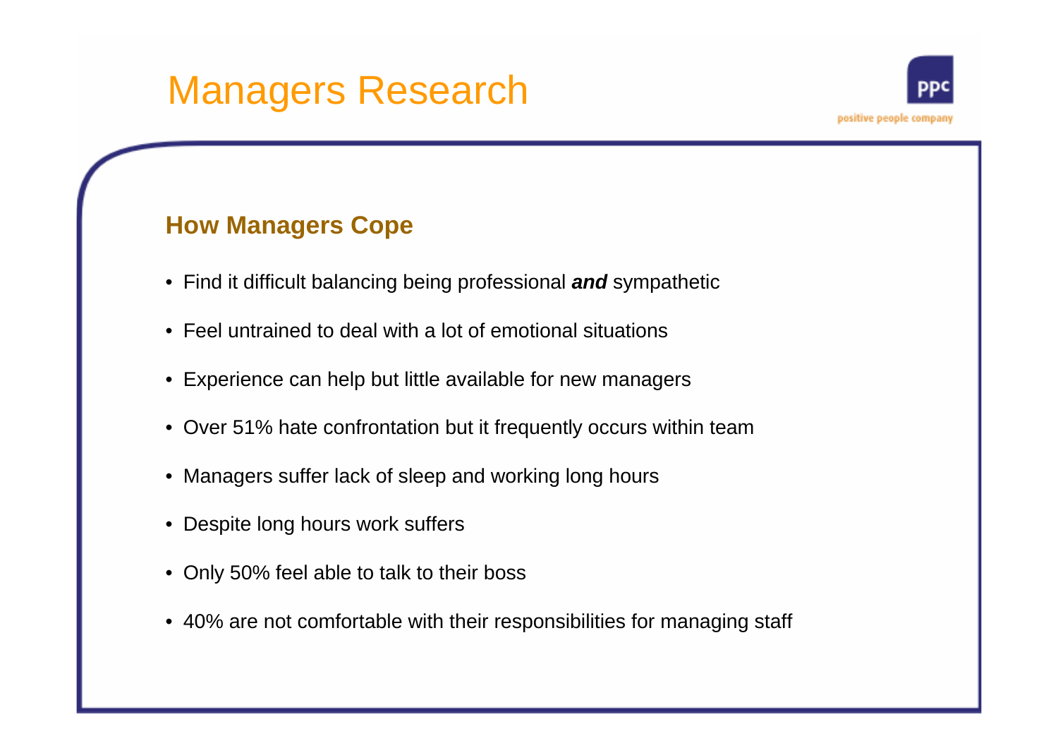# Managers Research

## How Managers Cope

- Find it difficult balancing being professional ***and*** sympathetic
- Feel untrained to deal with a lot of emotional situations
- Experience can help but little available for new managers
- Over 51% hate confrontation but it frequently occurs within team
- Managers suffer lack of sleep and working long hours
- Despite long hours work suffers
- Only 50% feel able to talk to their boss
- 40% are not comfortable with their responsibilities for managing staff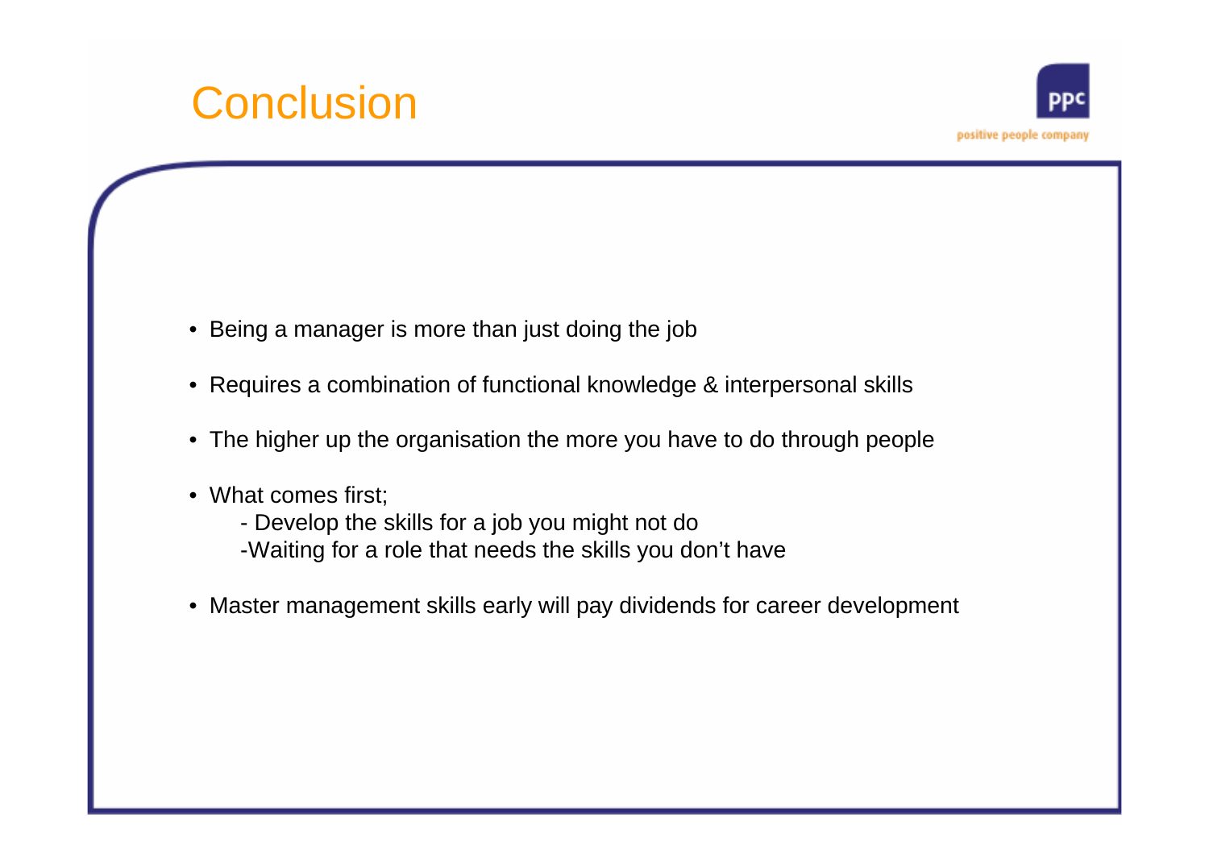# Conclusion

- Being a manager is more than just doing the job
- Requires a combination of functional knowledge & interpersonal skills
- The higher up the organisation the more you have to do through people
- What comes first;
  - Develop the skills for a job you might not do
  - Waiting for a role that needs the skills you don't have
- Master management skills early will pay dividends for career development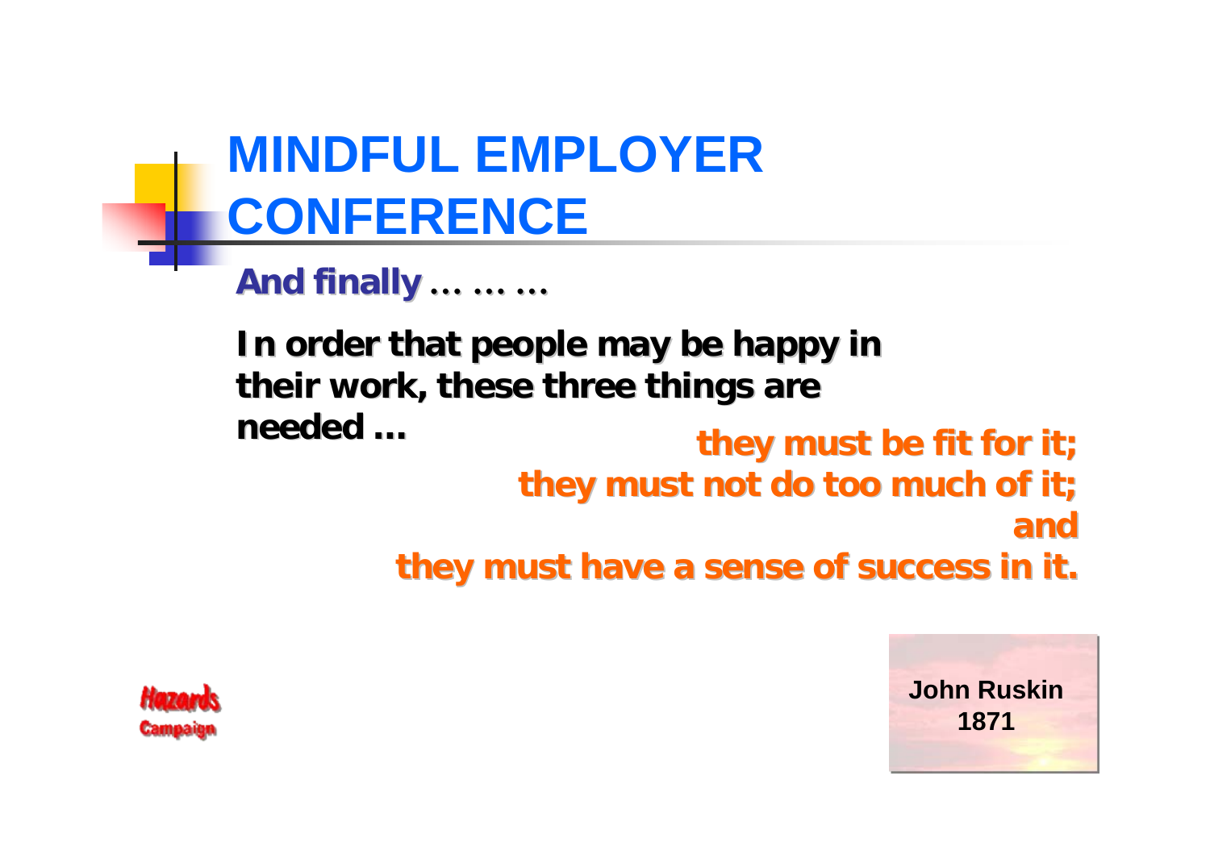# MINDFUL EMPLOYER CONFERENCE

**And finally … … …**

**In order that people may be happy in their work, these three things are needed …**

**they must be fit for it;**
**they must not do too much of it;**
**and**
**they must have a sense of success in it.**

Hazards Campaign

**John Ruskin**
**1871**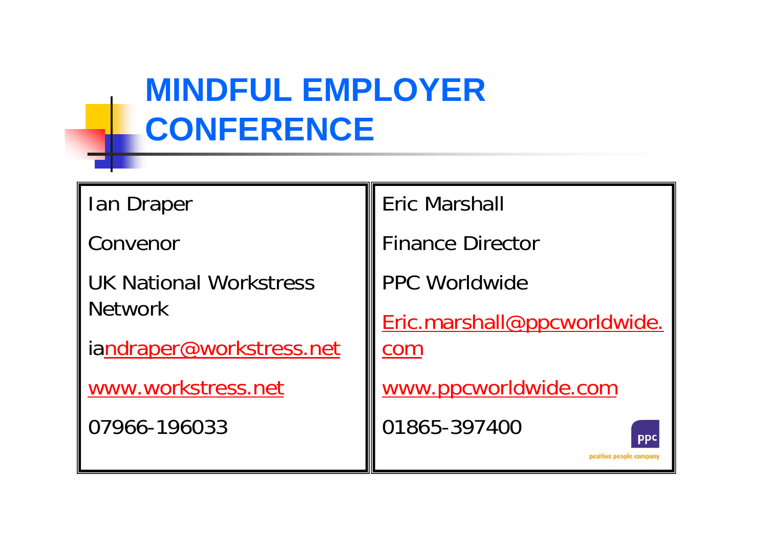# MINDFUL EMPLOYER CONFERENCE

| | |
|---|---|
| Ian Draper | Eric Marshall |
| Convenor | Finance Director |
| UK National Workstress Network | PPC Worldwide |
| iandraper@workstress.net | Eric.marshall@ppcworldwide.com |
| www.workstress.net | www.ppcworldwide.com |
| 07966-196033 | 01865-397400 |

ppc

positive people company